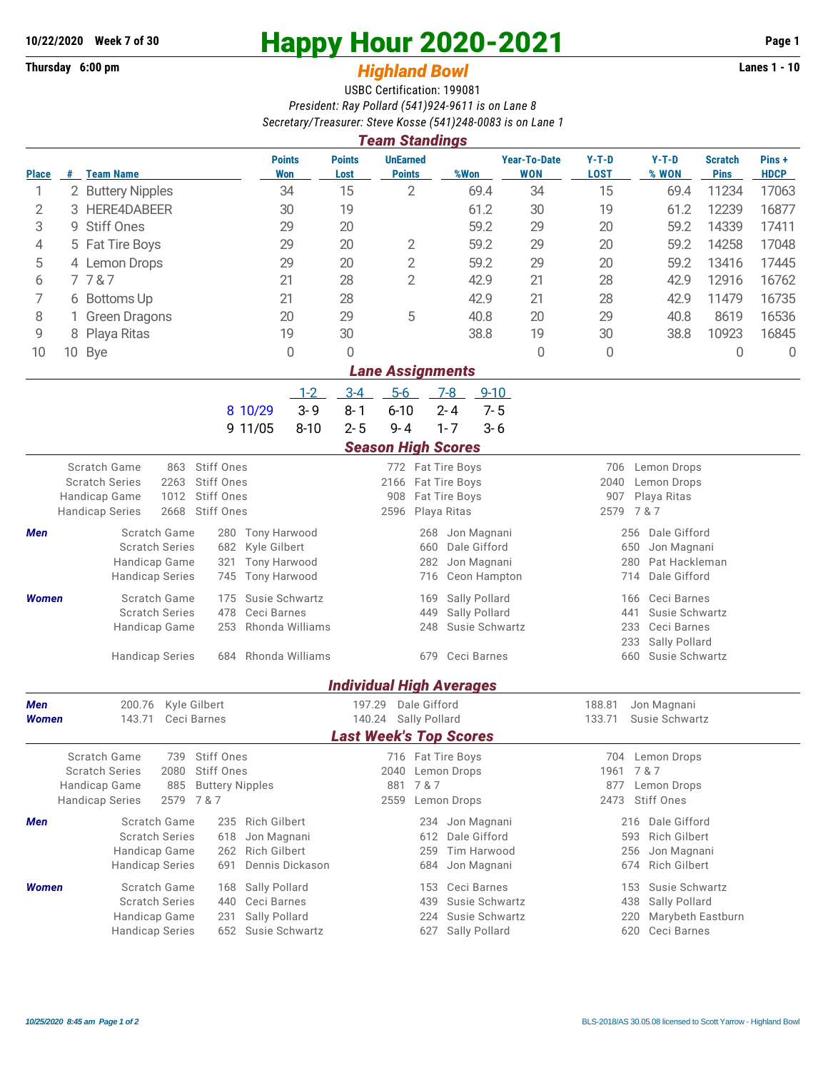10/22/2020 Week 7 of 30

# Happy Hour 2020-2021

Thursday 6:00 pm

## *Highland Bowl*

Lanes 1 - 10

USBC Certification: 199081

*President: Ray Pollard (541)924-9611 is on Lane 8*

*Secretary/Treasurer: Steve Kosse (541)248-0083 is on Lane 1*

### *Team Standings*

| Place | # | Team Name | Points Won | Points Lost | UnEarned Points | %Won | Year-To-Date WON | Y-T-D LOST | Y-T-D % WON | Scratch Pins | Pins + HDCP |
|---|---|---|---|---|---|---|---|---|---|---|---|
| 1 | 2 | Buttery Nipples | 34 | 15 | 2 | 69.4 | 34 | 15 | 69.4 | 11234 | 17063 |
| 2 | 3 | HERE4DABEER | 30 | 19 | | 61.2 | 30 | 19 | 61.2 | 12239 | 16877 |
| 3 | 9 | Stiff Ones | 29 | 20 | | 59.2 | 29 | 20 | 59.2 | 14339 | 17411 |
| 4 | 5 | Fat Tire Boys | 29 | 20 | 2 | 59.2 | 29 | 20 | 59.2 | 14258 | 17048 |
| 5 | 4 | Lemon Drops | 29 | 20 | 2 | 59.2 | 29 | 20 | 59.2 | 13416 | 17445 |
| 6 | 7 | 7 & 7 | 21 | 28 | 2 | 42.9 | 21 | 28 | 42.9 | 12916 | 16762 |
| 7 | 6 | Bottoms Up | 21 | 28 | | 42.9 | 21 | 28 | 42.9 | 11479 | 16735 |
| 8 | 1 | Green Dragons | 20 | 29 | 5 | 40.8 | 20 | 29 | 40.8 | 8619 | 16536 |
| 9 | 8 | Playa Ritas | 19 | 30 | | 38.8 | 19 | 30 | 38.8 | 10923 | 16845 |
| 10 | 10 | Bye | 0 | 0 | | | 0 | 0 | | 0 | 0 |

### *Lane Assignments*

| | | 1-2 | 3-4 | 5-6 | 7-8 | 9-10 |
|---|---|---|---|---|---|---|
| 8 | 10/29 | 3- 9 | 8- 1 | 6-10 | 2- 4 | 7- 5 |
| 9 | 11/05 | 8-10 | 2- 5 | 9- 4 | 1- 7 | 3- 6 |

### *Season High Scores*

| | | | | | | |
|---|---|---|---|---|---|---|
| Scratch Game | 863 | Stiff Ones | 772 | Fat Tire Boys | 706 | Lemon Drops |
| Scratch Series | 2263 | Stiff Ones | 2166 | Fat Tire Boys | 2040 | Lemon Drops |
| Handicap Game | 1012 | Stiff Ones | 908 | Fat Tire Boys | 907 | Playa Ritas |
| Handicap Series | 2668 | Stiff Ones | 2596 | Playa Ritas | 2579 | 7 & 7 |

| | | | | | | | |
|---|---|---|---|---|---|---|---|
| ***Men*** | Scratch Game | 280 | Tony Harwood | 268 | Jon Magnani | 256 | Dale Gifford |
| | Scratch Series | 682 | Kyle Gilbert | 660 | Dale Gifford | 650 | Jon Magnani |
| | Handicap Game | 321 | Tony Harwood | 282 | Jon Magnani | 280 | Pat Hackleman |
| | Handicap Series | 745 | Tony Harwood | 716 | Ceon Hampton | 714 | Dale Gifford |
| ***Women*** | Scratch Game | 175 | Susie Schwartz | 169 | Sally Pollard | 166 | Ceci Barnes |
| | Scratch Series | 478 | Ceci Barnes | 449 | Sally Pollard | 441 | Susie Schwartz |
| | Handicap Game | 253 | Rhonda Williams | 248 | Susie Schwartz | 233 | Ceci Barnes |
| | | | | | | 233 | Sally Pollard |
| | Handicap Series | 684 | Rhonda Williams | 679 | Ceci Barnes | 660 | Susie Schwartz |

### *Individual High Averages*

| | | | | | | |
|---|---|---|---|---|---|---|
| ***Men*** | 200.76 | Kyle Gilbert | 197.29 | Dale Gifford | 188.81 | Jon Magnani |
| ***Women*** | 143.71 | Ceci Barnes | 140.24 | Sally Pollard | 133.71 | Susie Schwartz |

### *Last Week's Top Scores*

| | | | | | | |
|---|---|---|---|---|---|---|
| Scratch Game | 739 | Stiff Ones | 716 | Fat Tire Boys | 704 | Lemon Drops |
| Scratch Series | 2080 | Stiff Ones | 2040 | Lemon Drops | 1961 | 7 & 7 |
| Handicap Game | 885 | Buttery Nipples | 881 | 7 & 7 | 877 | Lemon Drops |
| Handicap Series | 2579 | 7 & 7 | 2559 | Lemon Drops | 2473 | Stiff Ones |

| | | | | | | | |
|---|---|---|---|---|---|---|---|
| ***Men*** | Scratch Game | 235 | Rich Gilbert | 234 | Jon Magnani | 216 | Dale Gifford |
| | Scratch Series | 618 | Jon Magnani | 612 | Dale Gifford | 593 | Rich Gilbert |
| | Handicap Game | 262 | Rich Gilbert | 259 | Tim Harwood | 256 | Jon Magnani |
| | Handicap Series | 691 | Dennis Dickason | 684 | Jon Magnani | 674 | Rich Gilbert |
| ***Women*** | Scratch Game | 168 | Sally Pollard | 153 | Ceci Barnes | 153 | Susie Schwartz |
| | Scratch Series | 440 | Ceci Barnes | 439 | Susie Schwartz | 438 | Sally Pollard |
| | Handicap Game | 231 | Sally Pollard | 224 | Susie Schwartz | 220 | Marybeth Eastburn |
| | Handicap Series | 652 | Susie Schwartz | 627 | Sally Pollard | 620 | Ceci Barnes |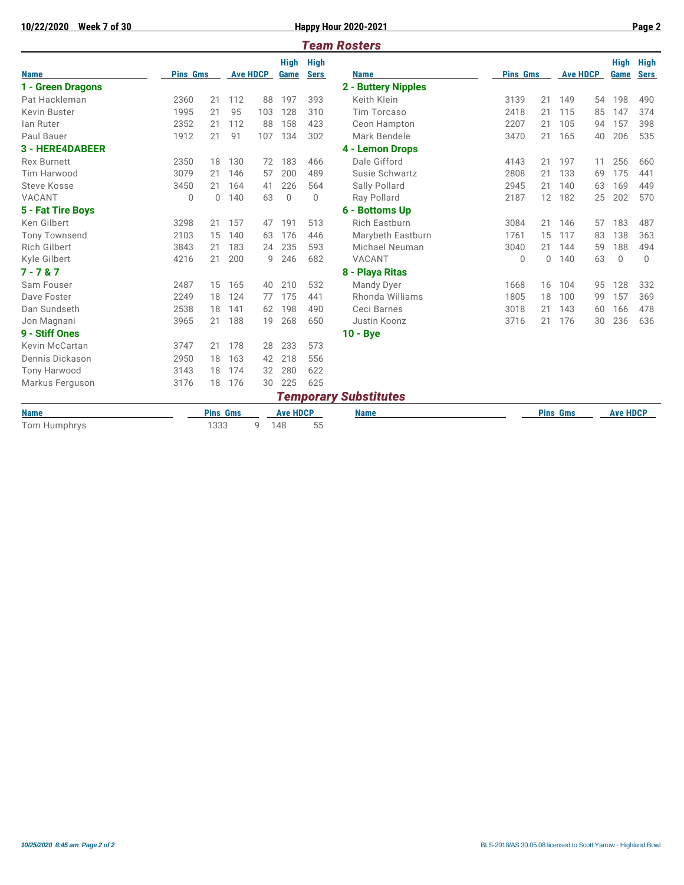## Team Rosters

| Name | Pins | Gms | Ave | HDCP | High Game | High Sers |
|---|---|---|---|---|---|---|
| **1 - Green Dragons** | | | | | | |
| Pat Hackleman | 2360 | 21 | 112 | 88 | 197 | 393 |
| Kevin Buster | 1995 | 21 | 95 | 103 | 128 | 310 |
| Ian Ruter | 2352 | 21 | 112 | 88 | 158 | 423 |
| Paul Bauer | 1912 | 21 | 91 | 107 | 134 | 302 |
| **2 - Buttery Nipples** | | | | | | |
| Keith Klein | 3139 | 21 | 149 | 54 | 198 | 490 |
| Tim Torcaso | 2418 | 21 | 115 | 85 | 147 | 374 |
| Ceon Hampton | 2207 | 21 | 105 | 94 | 157 | 398 |
| Mark Bendele | 3470 | 21 | 165 | 40 | 206 | 535 |
| **3 - HERE4DABEER** | | | | | | |
| Rex Burnett | 2350 | 18 | 130 | 72 | 183 | 466 |
| Tim Harwood | 3079 | 21 | 146 | 57 | 200 | 489 |
| Steve Kosse | 3450 | 21 | 164 | 41 | 226 | 564 |
| VACANT | 0 | 0 | 140 | 63 | 0 | 0 |
| **4 - Lemon Drops** | | | | | | |
| Dale Gifford | 4143 | 21 | 197 | 11 | 256 | 660 |
| Susie Schwartz | 2808 | 21 | 133 | 69 | 175 | 441 |
| Sally Pollard | 2945 | 21 | 140 | 63 | 169 | 449 |
| Ray Pollard | 2187 | 12 | 182 | 25 | 202 | 570 |
| **5 - Fat Tire Boys** | | | | | | |
| Ken Gilbert | 3298 | 21 | 157 | 47 | 191 | 513 |
| Tony Townsend | 2103 | 15 | 140 | 63 | 176 | 446 |
| Rich Gilbert | 3843 | 21 | 183 | 24 | 235 | 593 |
| Kyle Gilbert | 4216 | 21 | 200 | 9 | 246 | 682 |
| **6 - Bottoms Up** | | | | | | |
| Rich Eastburn | 3084 | 21 | 146 | 57 | 183 | 487 |
| Marybeth Eastburn | 1761 | 15 | 117 | 83 | 138 | 363 |
| Michael Neuman | 3040 | 21 | 144 | 59 | 188 | 494 |
| VACANT | 0 | 0 | 140 | 63 | 0 | 0 |
| **7 - 7 & 7** | | | | | | |
| Sam Fouser | 2487 | 15 | 165 | 40 | 210 | 532 |
| Dave Foster | 2249 | 18 | 124 | 77 | 175 | 441 |
| Dan Sundseth | 2538 | 18 | 141 | 62 | 198 | 490 |
| Jon Magnani | 3965 | 21 | 188 | 19 | 268 | 650 |
| **8 - Playa Ritas** | | | | | | |
| Mandy Dyer | 1668 | 16 | 104 | 95 | 128 | 332 |
| Rhonda Williams | 1805 | 18 | 100 | 99 | 157 | 369 |
| Ceci Barnes | 3018 | 21 | 143 | 60 | 166 | 478 |
| Justin Koonz | 3716 | 21 | 176 | 30 | 236 | 636 |
| **9 - Stiff Ones** | | | | | | |
| Kevin McCartan | 3747 | 21 | 178 | 28 | 233 | 573 |
| Dennis Dickason | 2950 | 18 | 163 | 42 | 218 | 556 |
| Tony Harwood | 3143 | 18 | 174 | 32 | 280 | 622 |
| Markus Ferguson | 3176 | 18 | 176 | 30 | 225 | 625 |
| **10 - Bye** | | | | | | |

## Temporary Substitutes

| Name | Pins | Gms | Ave | HDCP |
|---|---|---|---|---|
| Tom Humphrys | 1333 | 9 | 148 | 55 |